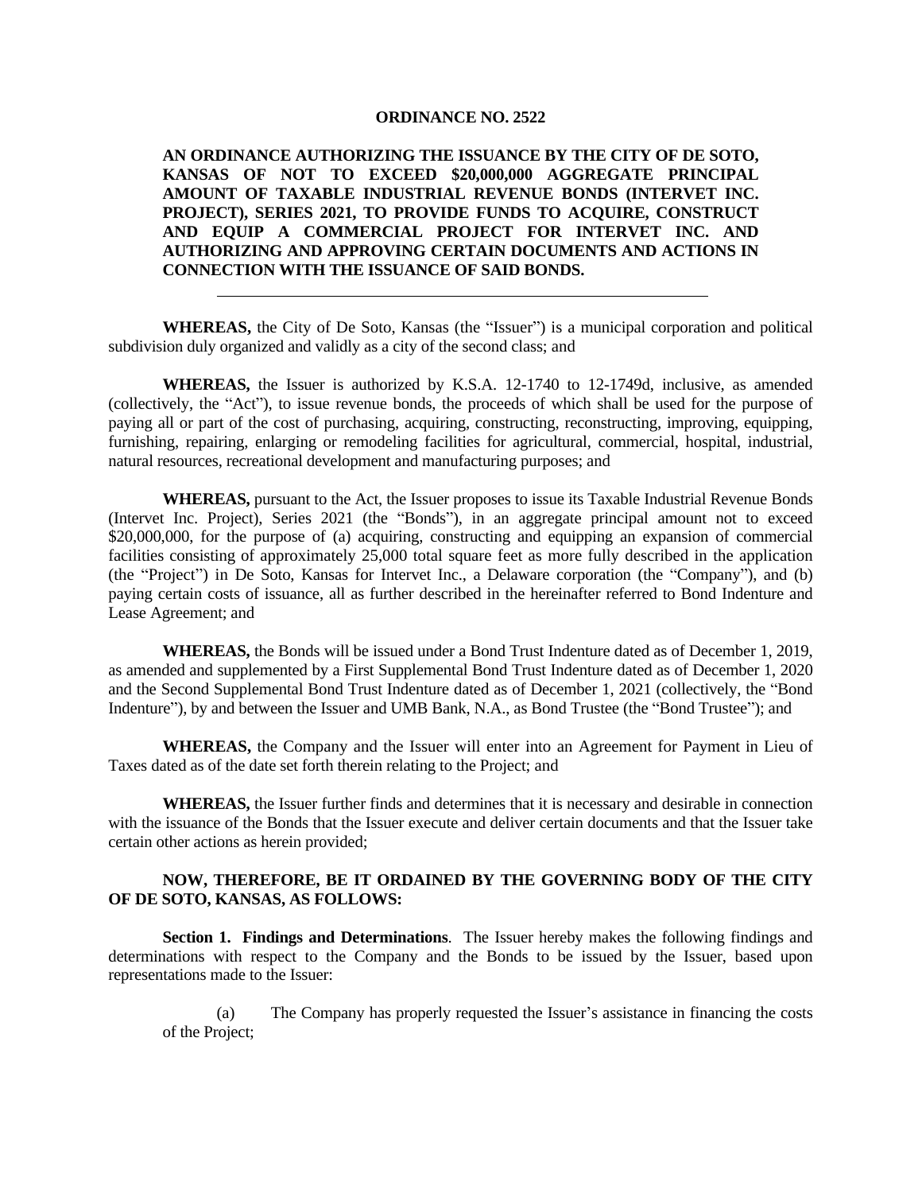**ORDINANCE NO. 2522**

**AN ORDINANCE AUTHORIZING THE ISSUANCE BY THE CITY OF DE SOTO, KANSAS OF NOT TO EXCEED $20,000,000 AGGREGATE PRINCIPAL AMOUNT OF TAXABLE INDUSTRIAL REVENUE BONDS (INTERVET INC. PROJECT), SERIES 2021, TO PROVIDE FUNDS TO ACQUIRE, CONSTRUCT AND EQUIP A COMMERCIAL PROJECT FOR INTERVET INC. AND AUTHORIZING AND APPROVING CERTAIN DOCUMENTS AND ACTIONS IN CONNECTION WITH THE ISSUANCE OF SAID BONDS.**

---

**WHEREAS,** the City of De Soto, Kansas (the "Issuer") is a municipal corporation and political subdivision duly organized and validly as a city of the second class; and

**WHEREAS,** the Issuer is authorized by K.S.A. 12-1740 to 12-1749d, inclusive, as amended (collectively, the "Act"), to issue revenue bonds, the proceeds of which shall be used for the purpose of paying all or part of the cost of purchasing, acquiring, constructing, reconstructing, improving, equipping, furnishing, repairing, enlarging or remodeling facilities for agricultural, commercial, hospital, industrial, natural resources, recreational development and manufacturing purposes; and

**WHEREAS,** pursuant to the Act, the Issuer proposes to issue its Taxable Industrial Revenue Bonds (Intervet Inc. Project), Series 2021 (the "Bonds"), in an aggregate principal amount not to exceed $20,000,000, for the purpose of (a) acquiring, constructing and equipping an expansion of commercial facilities consisting of approximately 25,000 total square feet as more fully described in the application (the "Project") in De Soto, Kansas for Intervet Inc., a Delaware corporation (the "Company"), and (b) paying certain costs of issuance, all as further described in the hereinafter referred to Bond Indenture and Lease Agreement; and

**WHEREAS,** the Bonds will be issued under a Bond Trust Indenture dated as of December 1, 2019, as amended and supplemented by a First Supplemental Bond Trust Indenture dated as of December 1, 2020 and the Second Supplemental Bond Trust Indenture dated as of December 1, 2021 (collectively, the "Bond Indenture"), by and between the Issuer and UMB Bank, N.A., as Bond Trustee (the "Bond Trustee"); and

**WHEREAS,** the Company and the Issuer will enter into an Agreement for Payment in Lieu of Taxes dated as of the date set forth therein relating to the Project; and

**WHEREAS,** the Issuer further finds and determines that it is necessary and desirable in connection with the issuance of the Bonds that the Issuer execute and deliver certain documents and that the Issuer take certain other actions as herein provided;

**NOW, THEREFORE, BE IT ORDAINED BY THE GOVERNING BODY OF THE CITY OF DE SOTO, KANSAS, AS FOLLOWS:**

**Section 1. Findings and Determinations**. The Issuer hereby makes the following findings and determinations with respect to the Company and the Bonds to be issued by the Issuer, based upon representations made to the Issuer:

(a) The Company has properly requested the Issuer's assistance in financing the costs of the Project;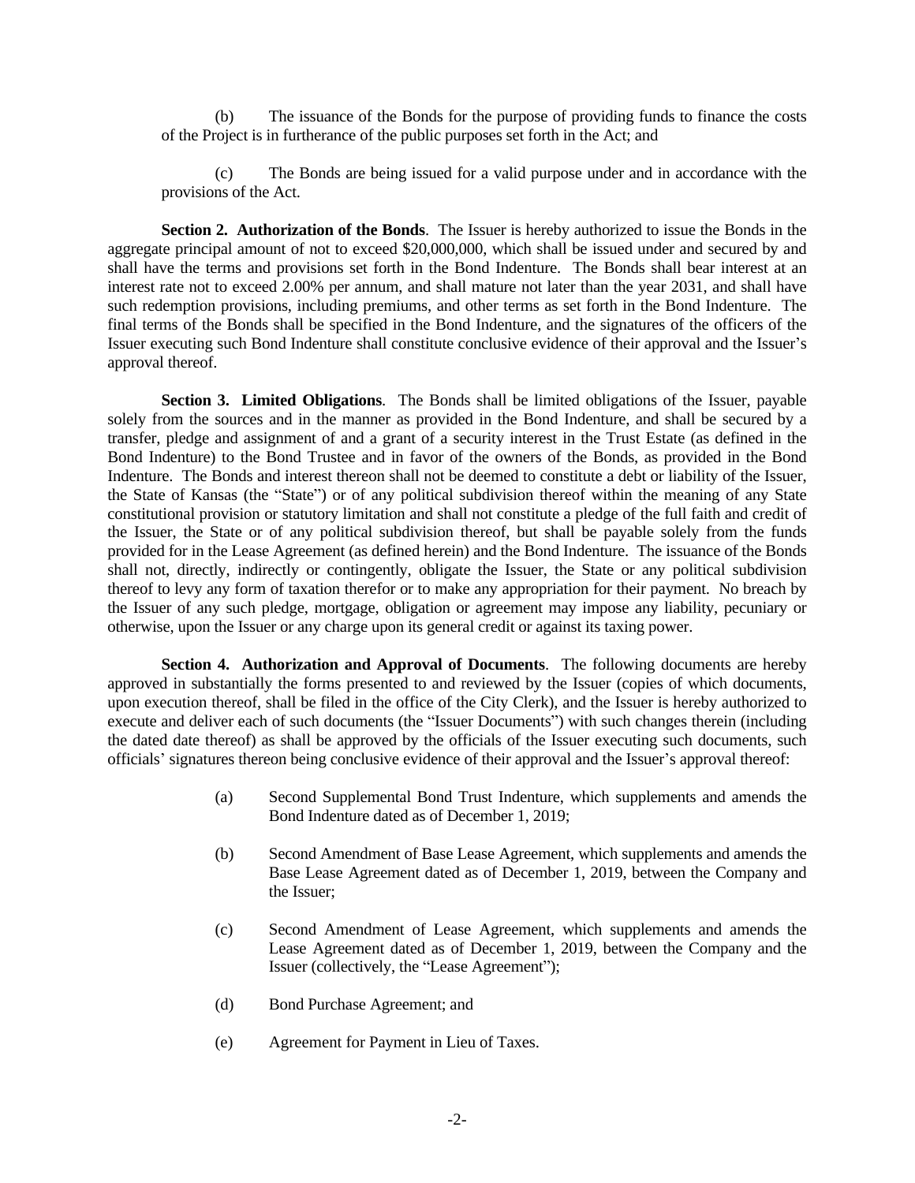(b) The issuance of the Bonds for the purpose of providing funds to finance the costs of the Project is in furtherance of the public purposes set forth in the Act; and

(c) The Bonds are being issued for a valid purpose under and in accordance with the provisions of the Act.

**Section 2. Authorization of the Bonds**. The Issuer is hereby authorized to issue the Bonds in the aggregate principal amount of not to exceed $20,000,000, which shall be issued under and secured by and shall have the terms and provisions set forth in the Bond Indenture. The Bonds shall bear interest at an interest rate not to exceed 2.00% per annum, and shall mature not later than the year 2031, and shall have such redemption provisions, including premiums, and other terms as set forth in the Bond Indenture. The final terms of the Bonds shall be specified in the Bond Indenture, and the signatures of the officers of the Issuer executing such Bond Indenture shall constitute conclusive evidence of their approval and the Issuer's approval thereof.

**Section 3. Limited Obligations**. The Bonds shall be limited obligations of the Issuer, payable solely from the sources and in the manner as provided in the Bond Indenture, and shall be secured by a transfer, pledge and assignment of and a grant of a security interest in the Trust Estate (as defined in the Bond Indenture) to the Bond Trustee and in favor of the owners of the Bonds, as provided in the Bond Indenture. The Bonds and interest thereon shall not be deemed to constitute a debt or liability of the Issuer, the State of Kansas (the "State") or of any political subdivision thereof within the meaning of any State constitutional provision or statutory limitation and shall not constitute a pledge of the full faith and credit of the Issuer, the State or of any political subdivision thereof, but shall be payable solely from the funds provided for in the Lease Agreement (as defined herein) and the Bond Indenture. The issuance of the Bonds shall not, directly, indirectly or contingently, obligate the Issuer, the State or any political subdivision thereof to levy any form of taxation therefor or to make any appropriation for their payment. No breach by the Issuer of any such pledge, mortgage, obligation or agreement may impose any liability, pecuniary or otherwise, upon the Issuer or any charge upon its general credit or against its taxing power.

**Section 4. Authorization and Approval of Documents**. The following documents are hereby approved in substantially the forms presented to and reviewed by the Issuer (copies of which documents, upon execution thereof, shall be filed in the office of the City Clerk), and the Issuer is hereby authorized to execute and deliver each of such documents (the "Issuer Documents") with such changes therein (including the dated date thereof) as shall be approved by the officials of the Issuer executing such documents, such officials' signatures thereon being conclusive evidence of their approval and the Issuer's approval thereof:

(a) Second Supplemental Bond Trust Indenture, which supplements and amends the Bond Indenture dated as of December 1, 2019;

(b) Second Amendment of Base Lease Agreement, which supplements and amends the Base Lease Agreement dated as of December 1, 2019, between the Company and the Issuer;

(c) Second Amendment of Lease Agreement, which supplements and amends the Lease Agreement dated as of December 1, 2019, between the Company and the Issuer (collectively, the "Lease Agreement");

(d) Bond Purchase Agreement; and

(e) Agreement for Payment in Lieu of Taxes.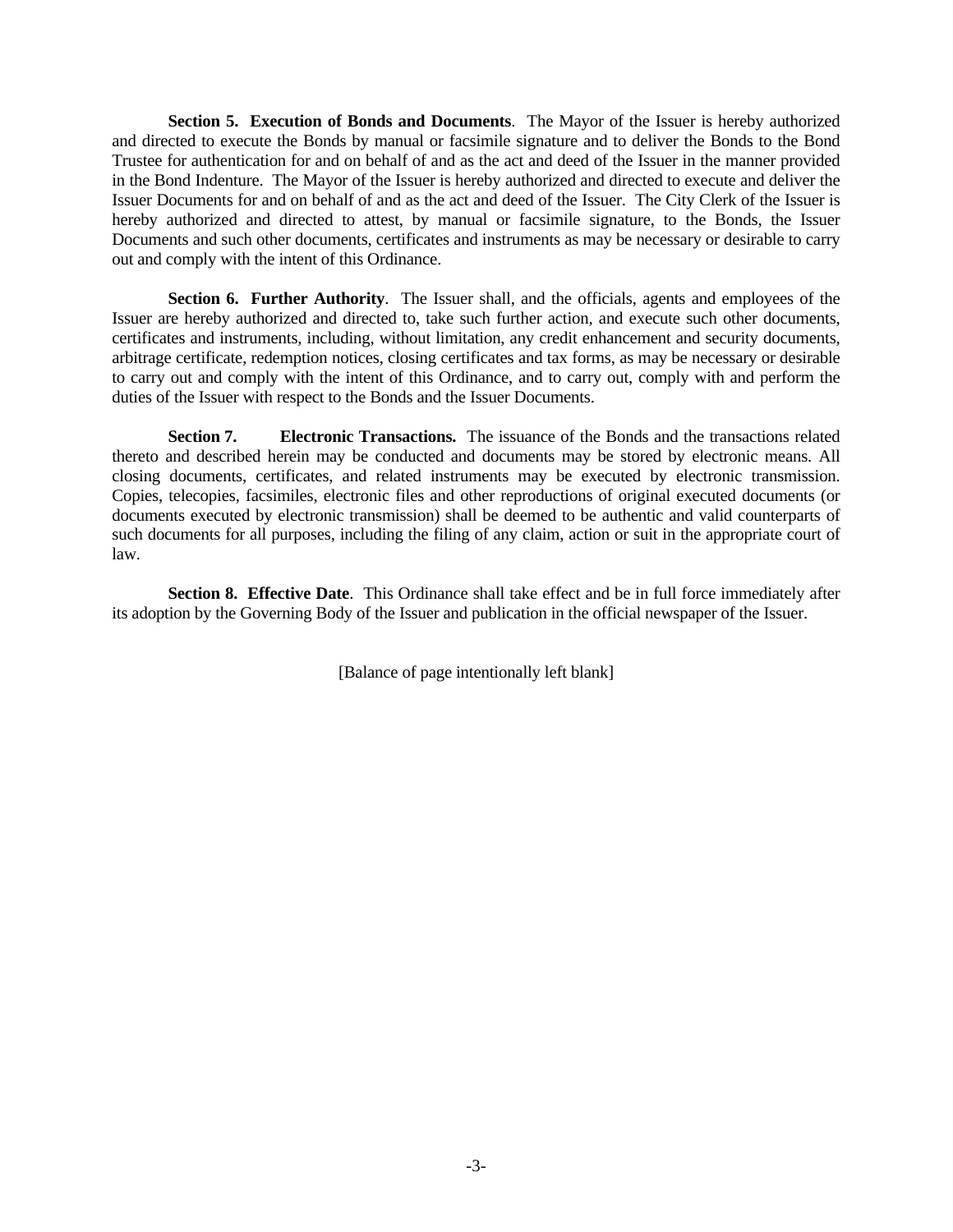**Section 5. Execution of Bonds and Documents**. The Mayor of the Issuer is hereby authorized and directed to execute the Bonds by manual or facsimile signature and to deliver the Bonds to the Bond Trustee for authentication for and on behalf of and as the act and deed of the Issuer in the manner provided in the Bond Indenture. The Mayor of the Issuer is hereby authorized and directed to execute and deliver the Issuer Documents for and on behalf of and as the act and deed of the Issuer. The City Clerk of the Issuer is hereby authorized and directed to attest, by manual or facsimile signature, to the Bonds, the Issuer Documents and such other documents, certificates and instruments as may be necessary or desirable to carry out and comply with the intent of this Ordinance.

**Section 6. Further Authority**. The Issuer shall, and the officials, agents and employees of the Issuer are hereby authorized and directed to, take such further action, and execute such other documents, certificates and instruments, including, without limitation, any credit enhancement and security documents, arbitrage certificate, redemption notices, closing certificates and tax forms, as may be necessary or desirable to carry out and comply with the intent of this Ordinance, and to carry out, comply with and perform the duties of the Issuer with respect to the Bonds and the Issuer Documents.

**Section 7. Electronic Transactions.** The issuance of the Bonds and the transactions related thereto and described herein may be conducted and documents may be stored by electronic means. All closing documents, certificates, and related instruments may be executed by electronic transmission. Copies, telecopies, facsimiles, electronic files and other reproductions of original executed documents (or documents executed by electronic transmission) shall be deemed to be authentic and valid counterparts of such documents for all purposes, including the filing of any claim, action or suit in the appropriate court of law.

**Section 8. Effective Date**. This Ordinance shall take effect and be in full force immediately after its adoption by the Governing Body of the Issuer and publication in the official newspaper of the Issuer.

[Balance of page intentionally left blank]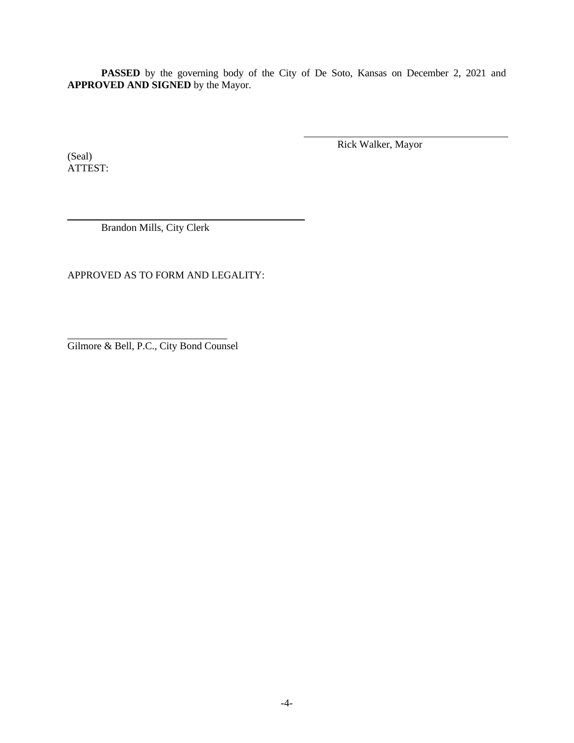**PASSED** by the governing body of the City of De Soto, Kansas on December 2, 2021 and **APPROVED AND SIGNED** by the Mayor.

\_\_\_\_\_\_\_\_\_\_\_\_\_\_\_\_\_\_\_\_\_\_\_\_\_\_\_\_\_\_\_\_\_\_\_\_

Rick Walker, Mayor

(Seal)

ATTEST:

\_\_\_\_\_\_\_\_\_\_\_\_\_\_\_\_\_\_\_\_\_\_\_\_\_\_\_\_\_\_\_\_\_\_\_\_\_\_\_\_

Brandon Mills, City Clerk

APPROVED AS TO FORM AND LEGALITY:

\_\_\_\_\_\_\_\_\_\_\_\_\_\_\_\_\_\_\_\_\_\_\_\_\_\_\_\_\_\_\_

Gilmore & Bell, P.C., City Bond Counsel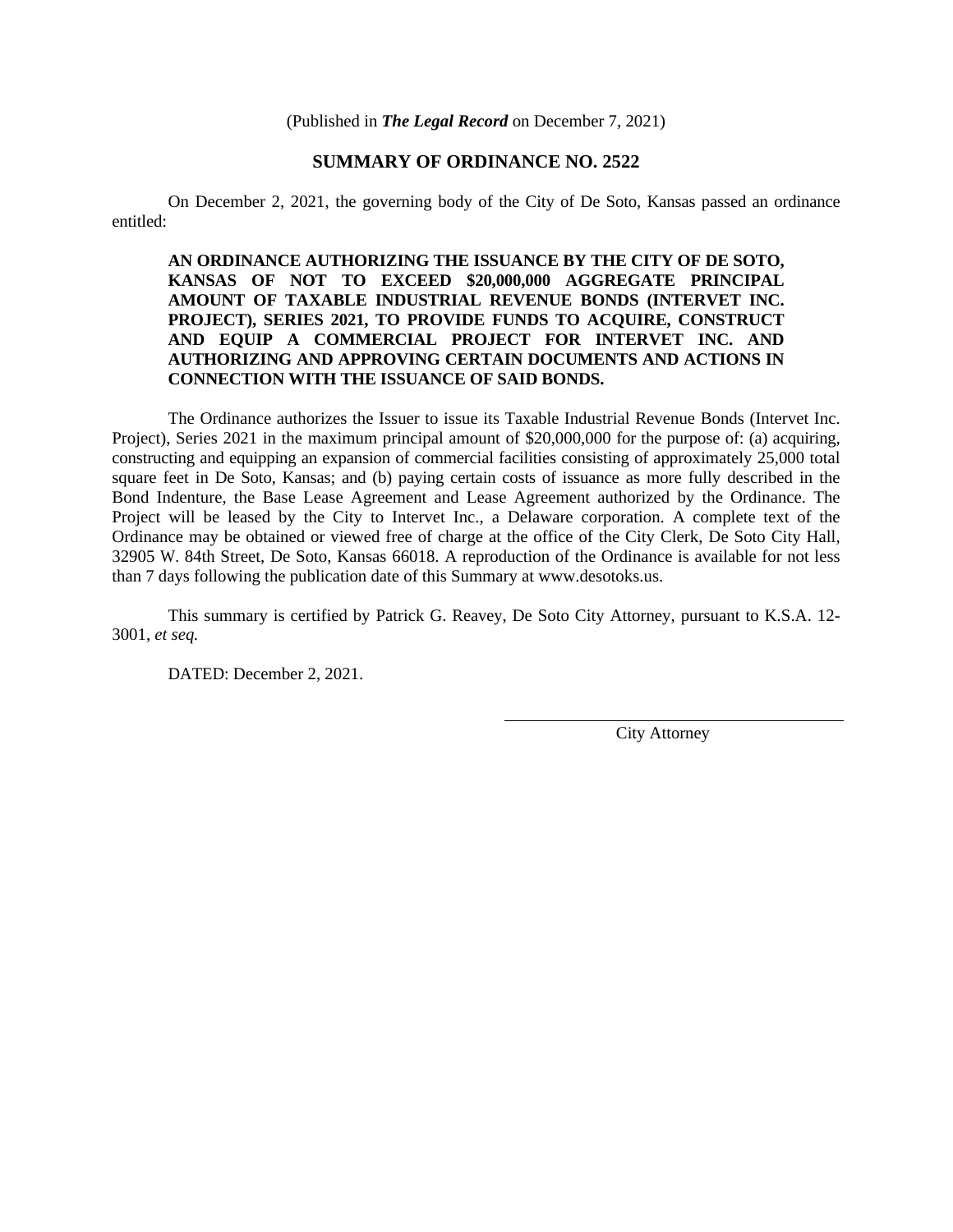(Published in ***The Legal Record*** on December 7, 2021)

## SUMMARY OF ORDINANCE NO. 2522

On December 2, 2021, the governing body of the City of De Soto, Kansas passed an ordinance entitled:

> **AN ORDINANCE AUTHORIZING THE ISSUANCE BY THE CITY OF DE SOTO, KANSAS OF NOT TO EXCEED $20,000,000 AGGREGATE PRINCIPAL AMOUNT OF TAXABLE INDUSTRIAL REVENUE BONDS (INTERVET INC. PROJECT), SERIES 2021, TO PROVIDE FUNDS TO ACQUIRE, CONSTRUCT AND EQUIP A COMMERCIAL PROJECT FOR INTERVET INC. AND AUTHORIZING AND APPROVING CERTAIN DOCUMENTS AND ACTIONS IN CONNECTION WITH THE ISSUANCE OF SAID BONDS.**

The Ordinance authorizes the Issuer to issue its Taxable Industrial Revenue Bonds (Intervet Inc. Project), Series 2021 in the maximum principal amount of $20,000,000 for the purpose of: (a) acquiring, constructing and equipping an expansion of commercial facilities consisting of approximately 25,000 total square feet in De Soto, Kansas; and (b) paying certain costs of issuance as more fully described in the Bond Indenture, the Base Lease Agreement and Lease Agreement authorized by the Ordinance. The Project will be leased by the City to Intervet Inc., a Delaware corporation. A complete text of the Ordinance may be obtained or viewed free of charge at the office of the City Clerk, De Soto City Hall, 32905 W. 84th Street, De Soto, Kansas 66018. A reproduction of the Ordinance is available for not less than 7 days following the publication date of this Summary at www.desotoks.us.

This summary is certified by Patrick G. Reavey, De Soto City Attorney, pursuant to K.S.A. 12-3001, *et seq.*

DATED: December 2, 2021.

\_\_\_\_\_\_\_\_\_\_\_\_\_\_\_\_\_\_\_\_\_\_\_\_\_\_\_\_\_\_\_\_\_\_\_\_\_\_\_\_

City Attorney